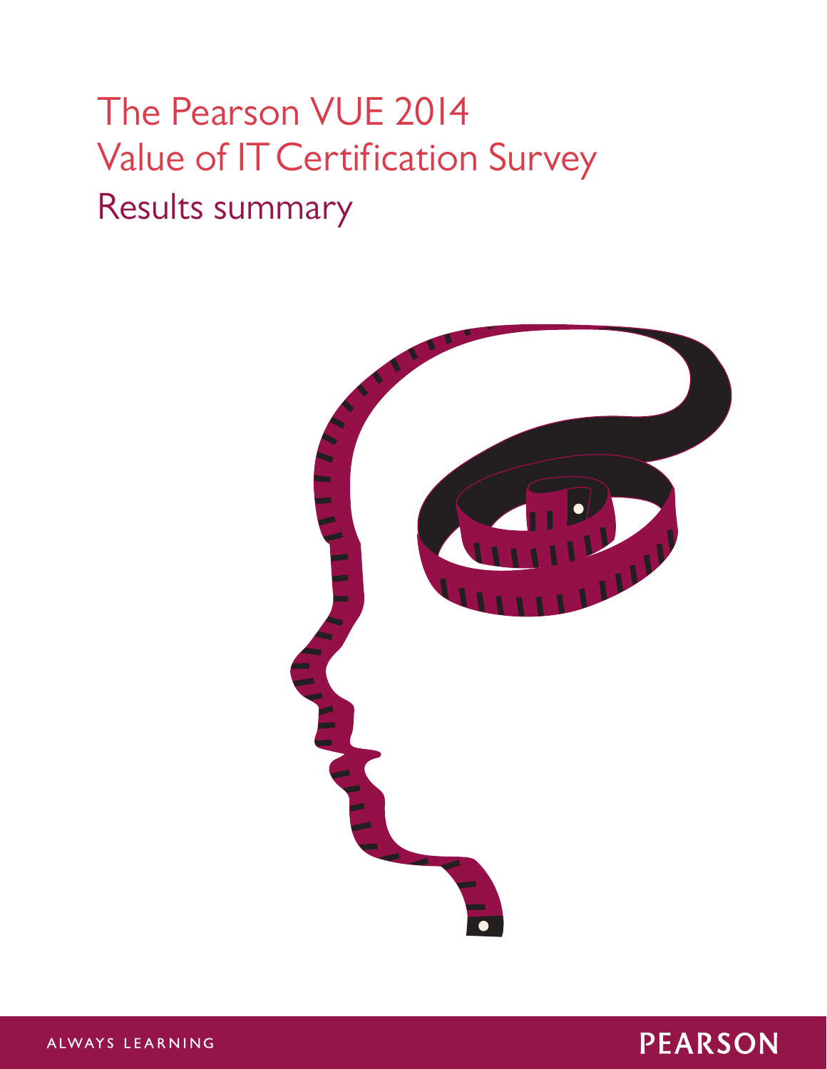# The Pearson VUE 2014 Value of IT Certification Survey

## Results summary

ALWAYS LEARNING

PEARSON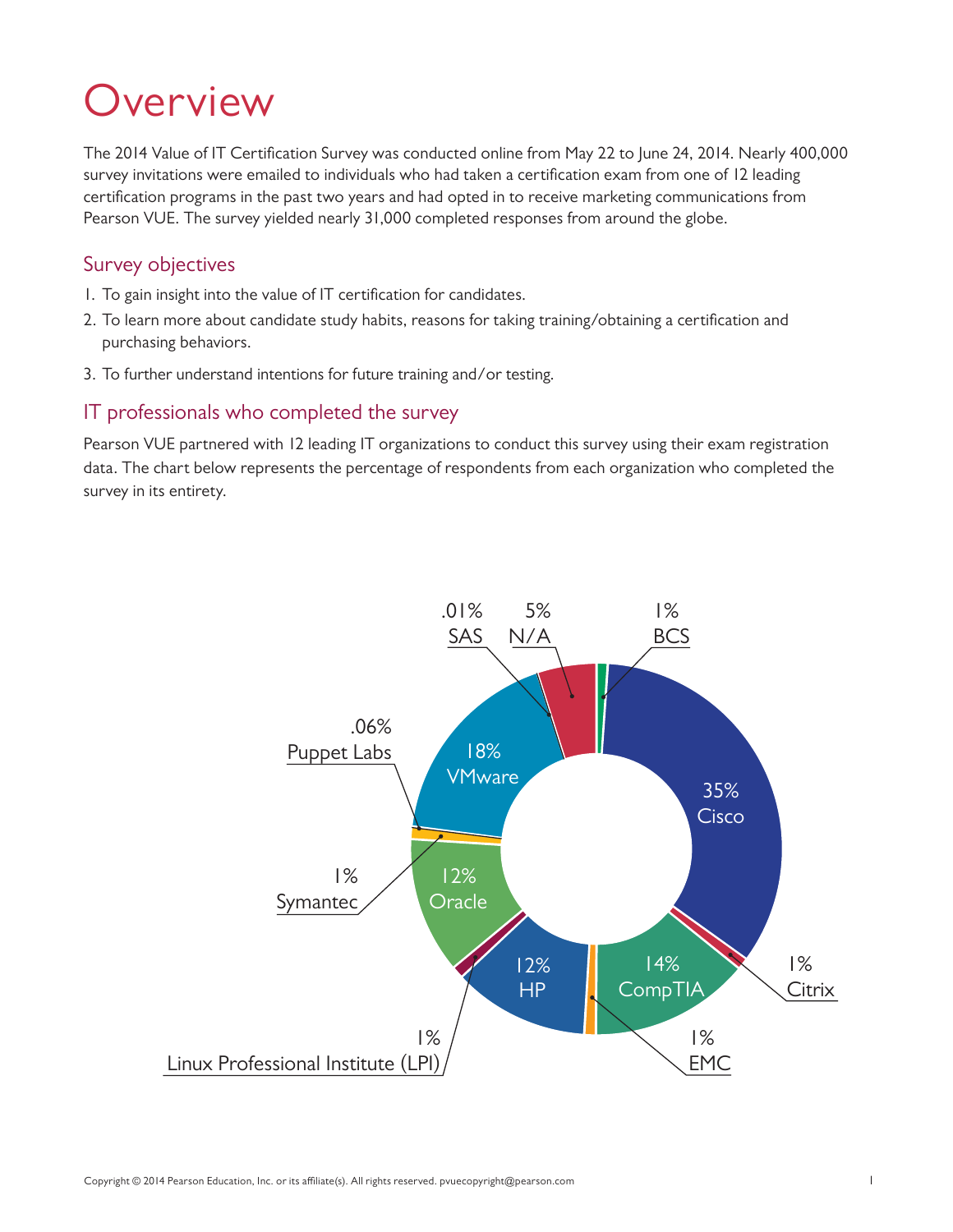# Overview

The 2014 Value of IT Certification Survey was conducted online from May 22 to June 24, 2014. Nearly 400,000 survey invitations were emailed to individuals who had taken a certification exam from one of 12 leading certification programs in the past two years and had opted in to receive marketing communications from Pearson VUE. The survey yielded nearly 31,000 completed responses from around the globe.

## Survey objectives

1. To gain insight into the value of IT certification for candidates.
2. To learn more about candidate study habits, reasons for taking training/obtaining a certification and purchasing behaviors.
3. To further understand intentions for future training and/or testing.

## IT professionals who completed the survey

Pearson VUE partnered with 12 leading IT organizations to conduct this survey using their exam registration data. The chart below represents the percentage of respondents from each organization who completed the survey in its entirety.

| Organization | Percentage |
|---|---|
| Cisco | 35% |
| VMware | 18% |
| CompTIA | 14% |
| Oracle | 12% |
| HP | 12% |
| N/A | 5% |
| BCS | 1% |
| Citrix | 1% |
| EMC | 1% |
| Linux Professional Institute (LPI) | 1% |
| Symantec | 1% |
| Puppet Labs | .06% |
| SAS | .01% |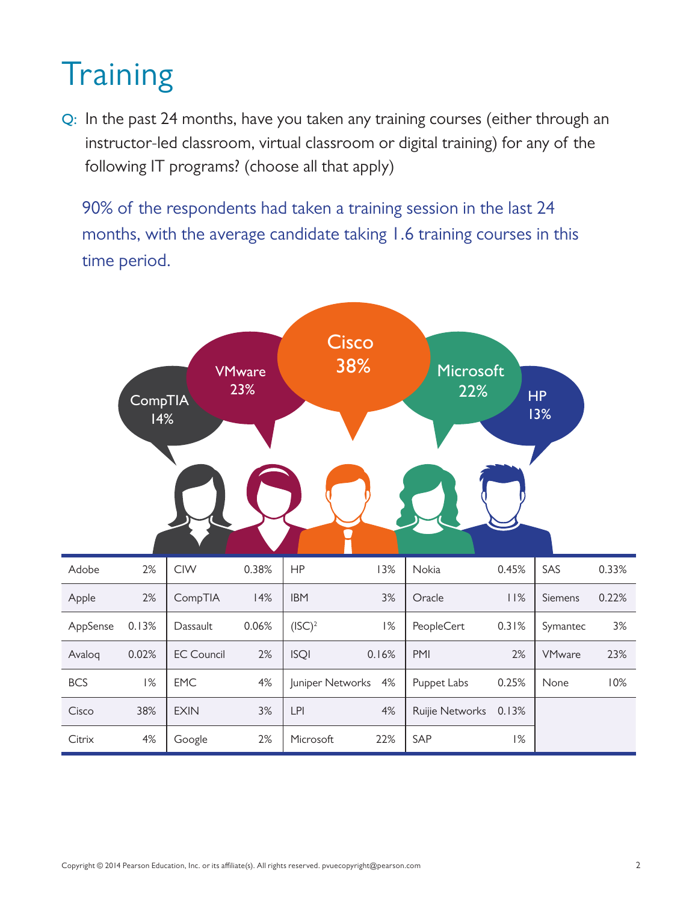// Training

Q: In the past 24 months, have you taken any training courses (either through an instructor-led classroom, virtual classroom or digital training) for any of the following IT programs? (choose all that apply)

90% of the respondents had taken a training session in the last 24 months, with the average candidate taking 1.6 training courses in this time period.

CompTIA 14%

VMware 23%

Cisco 38%

Microsoft 22%

HP 13%

| Program | % | Program | % | Program | % | Program | % | Program | % |
|---|---|---|---|---|---|---|---|---|---|
| Adobe | 2% | CIW | 0.38% | HP | 13% | Nokia | 0.45% | SAS | 0.33% |
| Apple | 2% | CompTIA | 14% | IBM | 3% | Oracle | 11% | Siemens | 0.22% |
| AppSense | 0.13% | Dassault | 0.06% | (ISC)² | 1% | PeopleCert | 0.31% | Symantec | 3% |
| Avaloq | 0.02% | EC Council | 2% | ISQI | 0.16% | PMI | 2% | VMware | 23% |
| BCS | 1% | EMC | 4% | Juniper Networks | 4% | Puppet Labs | 0.25% | None | 10% |
| Cisco | 38% | EXIN | 3% | LPI | 4% | Ruijie Networks | 0.13% | | |
| Citrix | 4% | Google | 2% | Microsoft | 22% | SAP | 1% | | |

Copyright © 2014 Pearson Education, Inc. or its affiliate(s). All rights reserved. pvuecopyright@pearson.com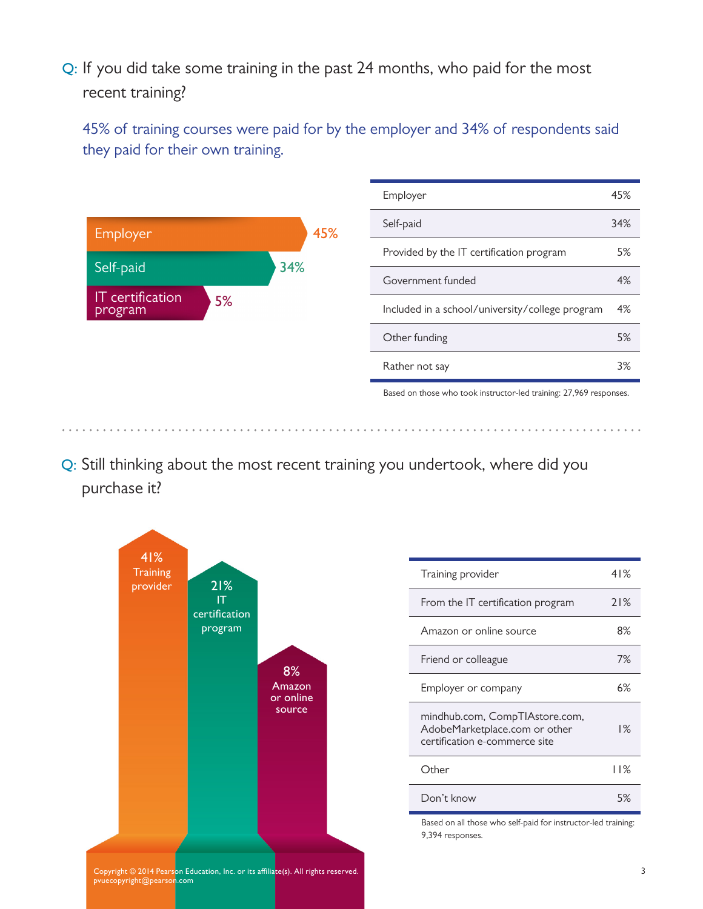**Q:** If you did take some training in the past 24 months, who paid for the most recent training?

45% of training courses were paid for by the employer and 34% of respondents said they paid for their own training.

| Source | Percentage |
|---|---|
| Employer | 45% |
| Self-paid | 34% |
| IT certification program | 5% |

| Source | Percentage |
|---|---|
| Employer | 45% |
| Self-paid | 34% |
| Provided by the IT certification program | 5% |
| Government funded | 4% |
| Included in a school/university/college program | 4% |
| Other funding | 5% |
| Rather not say | 3% |

Based on those who took instructor-led training: 27,969 responses.

**Q:** Still thinking about the most recent training you undertook, where did you purchase it?

| Source | Percentage |
|---|---|
| Training provider | 41% |
| IT certification program | 21% |
| Amazon or online source | 8% |

| Source | Percentage |
|---|---|
| Training provider | 41% |
| From the IT certification program | 21% |
| Amazon or online source | 8% |
| Friend or colleague | 7% |
| Employer or company | 6% |
| mindhub.com, CompTIAstore.com, AdobeMarketplace.com or other certification e-commerce site | 1% |
| Other | 11% |
| Don't know | 5% |

Based on all those who self-paid for instructor-led training: 9,394 responses.

Copyright © 2014 Pearson Education, Inc. or its affiliate(s). All rights reserved.
pvuecopyright@pearson.com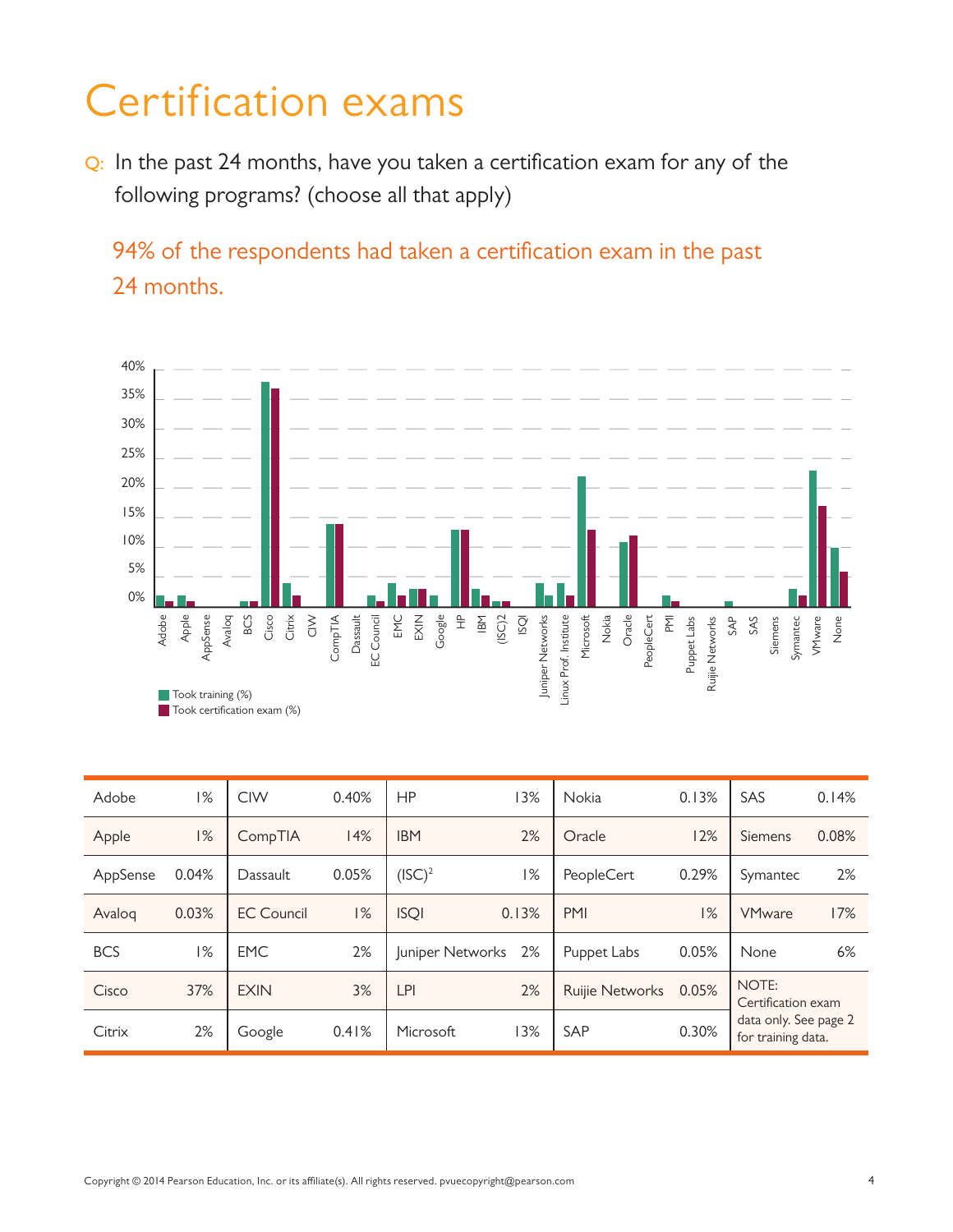# Certification exams

Q: In the past 24 months, have you taken a certification exam for any of the following programs? (choose all that apply)

94% of the respondents had taken a certification exam in the past 24 months.

Took training (%)
Took certification exam (%)

| Adobe | 1% | CIW | 0.40% | HP | 13% | Nokia | 0.13% | SAS | 0.14% |
|---|---|---|---|---|---|---|---|---|---|
| Apple | 1% | CompTIA | 14% | IBM | 2% | Oracle | 12% | Siemens | 0.08% |
| AppSense | 0.04% | Dassault | 0.05% | (ISC)² | 1% | PeopleCert | 0.29% | Symantec | 2% |
| Avaloq | 0.03% | EC Council | 1% | ISQI | 0.13% | PMI | 1% | VMware | 17% |
| BCS | 1% | EMC | 2% | Juniper Networks | 2% | Puppet Labs | 0.05% | None | 6% |
| Cisco | 37% | EXIN | 3% | LPI | 2% | Ruijie Networks | 0.05% | NOTE: Certification exam data only. See page 2 for training data. | |
| Citrix | 2% | Google | 0.41% | Microsoft | 13% | SAP | 0.30% | | |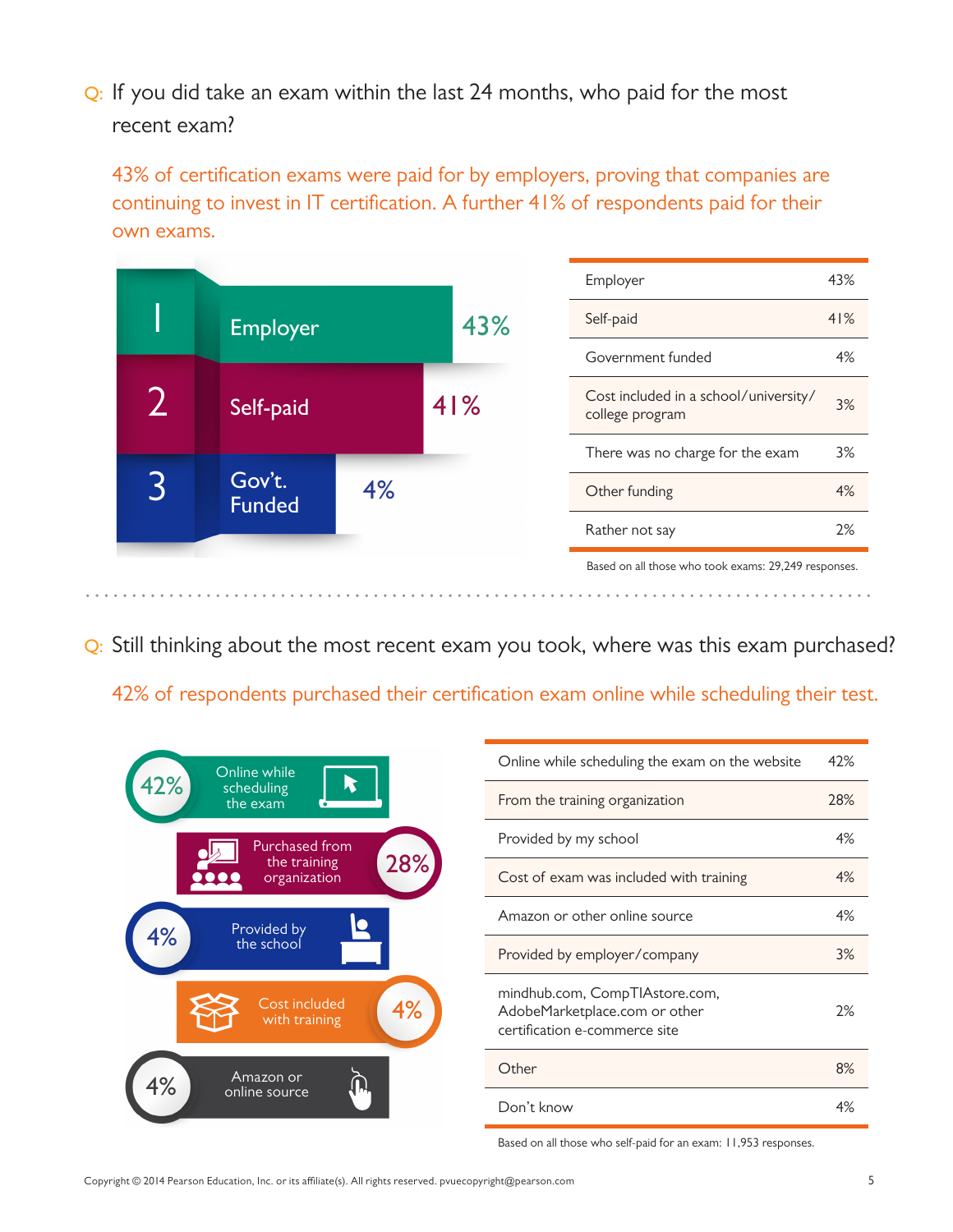**Q: If you did take an exam within the last 24 months, who paid for the most recent exam?**

43% of certification exams were paid for by employers, proving that companies are continuing to invest in IT certification. A further 41% of respondents paid for their own exams.

| Rank | Source | % |
|---|---|---|
| 1 | Employer | 43% |
| 2 | Self-paid | 41% |
| 3 | Gov't. Funded | 4% |

| Source | % |
|---|---|
| Employer | 43% |
| Self-paid | 41% |
| Government funded | 4% |
| Cost included in a school/university/college program | 3% |
| There was no charge for the exam | 3% |
| Other funding | 4% |
| Rather not say | 2% |

Based on all those who took exams: 29,249 responses.

**Q: Still thinking about the most recent exam you took, where was this exam purchased?**

42% of respondents purchased their certification exam online while scheduling their test.

| Source | % |
|---|---|
| Online while scheduling the exam | 42% |
| Purchased from the training organization | 28% |
| Provided by the school | 4% |
| Cost included with training | 4% |
| Amazon or online source | 4% |

| Source | % |
|---|---|
| Online while scheduling the exam on the website | 42% |
| From the training organization | 28% |
| Provided by my school | 4% |
| Cost of exam was included with training | 4% |
| Amazon or other online source | 4% |
| Provided by employer/company | 3% |
| mindhub.com, CompTIAstore.com, AdobeMarketplace.com or other certification e-commerce site | 2% |
| Other | 8% |
| Don't know | 4% |

Based on all those who self-paid for an exam: 11,953 responses.

Copyright © 2014 Pearson Education, Inc. or its affiliate(s). All rights reserved. pvuecopyright@pearson.com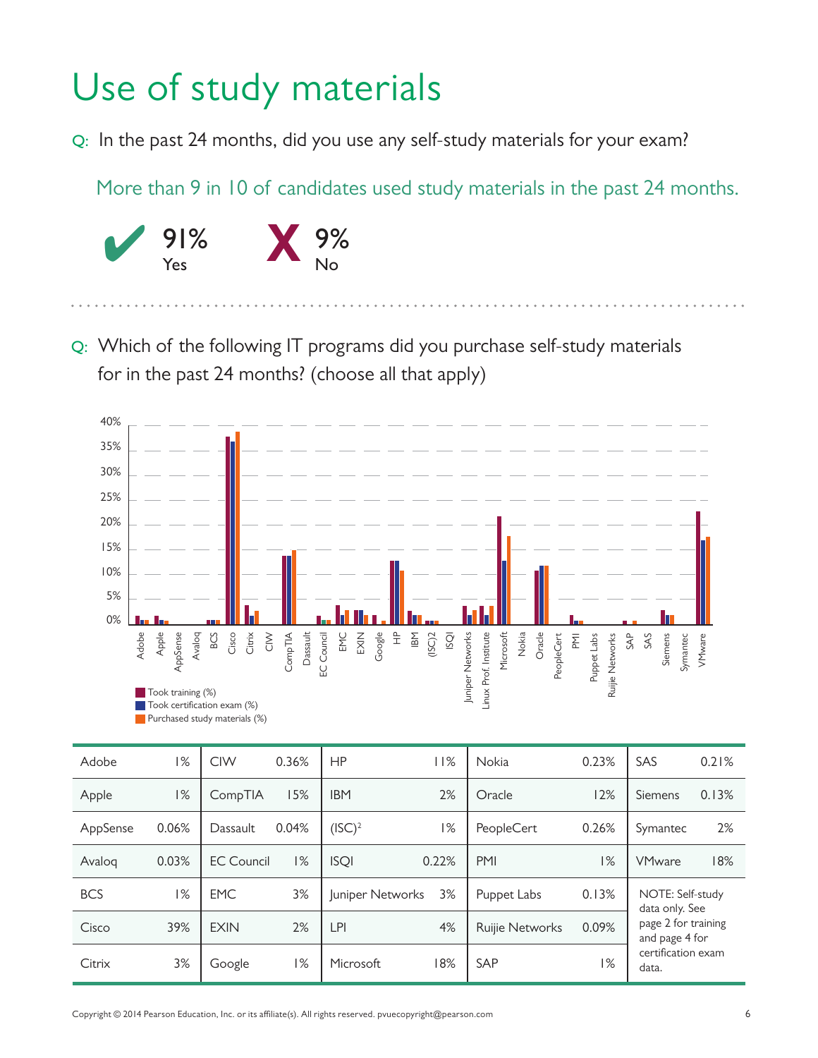# Use of study materials

Q: In the past 24 months, did you use any self-study materials for your exam?

More than 9 in 10 of candidates used study materials in the past 24 months.

✔ 91% Yes

✘ 9% No

Q: Which of the following IT programs did you purchase self-study materials for in the past 24 months? (choose all that apply)

Took training (%)
Took certification exam (%)
Purchased study materials (%)

| Adobe | 1% | CIW | 0.36% | HP | 11% | Nokia | 0.23% | SAS | 0.21% |
|---|---|---|---|---|---|---|---|---|---|
| Apple | 1% | CompTIA | 15% | IBM | 2% | Oracle | 12% | Siemens | 0.13% |
| AppSense | 0.06% | Dassault | 0.04% | (ISC)² | 1% | PeopleCert | 0.26% | Symantec | 2% |
| Avaloq | 0.03% | EC Council | 1% | ISQI | 0.22% | PMI | 1% | VMware | 18% |
| BCS | 1% | EMC | 3% | Juniper Networks | 3% | Puppet Labs | 0.13% | NOTE: Self-study data only. See page 2 for training and page 4 for certification exam data. | |
| Cisco | 39% | EXIN | 2% | LPI | 4% | Ruijie Networks | 0.09% | | |
| Citrix | 3% | Google | 1% | Microsoft | 18% | SAP | 1% | | |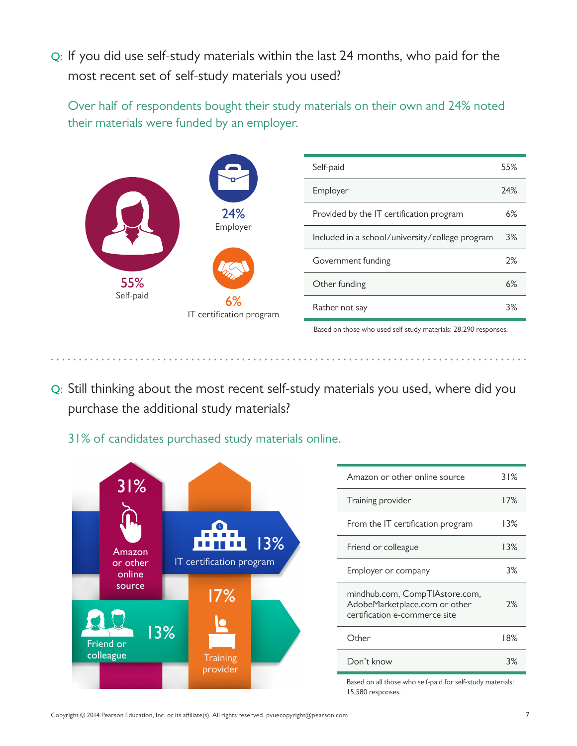**Q:** If you did use self-study materials within the last 24 months, who paid for the most recent set of self-study materials you used?

Over half of respondents bought their study materials on their own and 24% noted their materials were funded by an employer.

55% Self-paid

24% Employer

6% IT certification program

| Source | % |
|---|---|
| Self-paid | 55% |
| Employer | 24% |
| Provided by the IT certification program | 6% |
| Included in a school/university/college program | 3% |
| Government funding | 2% |
| Other funding | 6% |
| Rather not say | 3% |

Based on those who used self-study materials: 28,290 responses.

**Q:** Still thinking about the most recent self-study materials you used, where did you purchase the additional study materials?

31% of candidates purchased study materials online.

31% Amazon or other online source

13% IT certification program

17% Training provider

13% Friend or colleague

| Source | % |
|---|---|
| Amazon or other online source | 31% |
| Training provider | 17% |
| From the IT certification program | 13% |
| Friend or colleague | 13% |
| Employer or company | 3% |
| mindhub.com, CompTIAstore.com, AdobeMarketplace.com or other certification e-commerce site | 2% |
| Other | 18% |
| Don't know | 3% |

Based on all those who self-paid for self-study materials: 15,580 responses.

Copyright © 2014 Pearson Education, Inc. or its affiliate(s). All rights reserved. pvuecopyright@pearson.com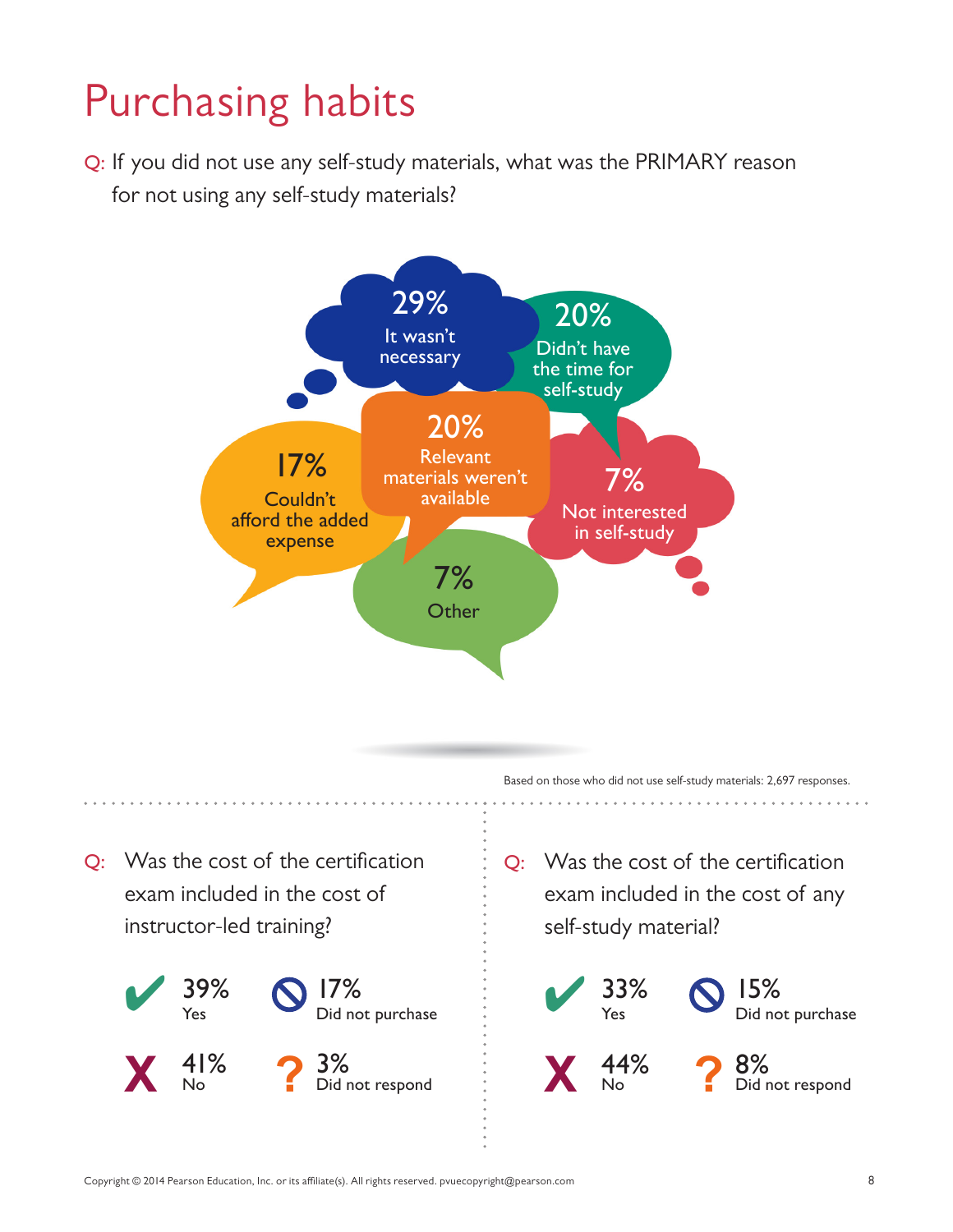# Purchasing habits

Q: If you did not use any self-study materials, what was the PRIMARY reason for not using any self-study materials?

- 29% It wasn't necessary
- 20% Didn't have the time for self-study
- 20% Relevant materials weren't available
- 17% Couldn't afford the added expense
- 7% Not interested in self-study
- 7% Other

Based on those who did not use self-study materials: 2,697 responses.

Q: Was the cost of the certification exam included in the cost of instructor-led training?

- 39% Yes
- 17% Did not purchase
- 41% No
- 3% Did not respond

Q: Was the cost of the certification exam included in the cost of any self-study material?

- 33% Yes
- 15% Did not purchase
- 44% No
- 8% Did not respond

Copyright © 2014 Pearson Education, Inc. or its affiliate(s). All rights reserved. pvuecopyright@pearson.com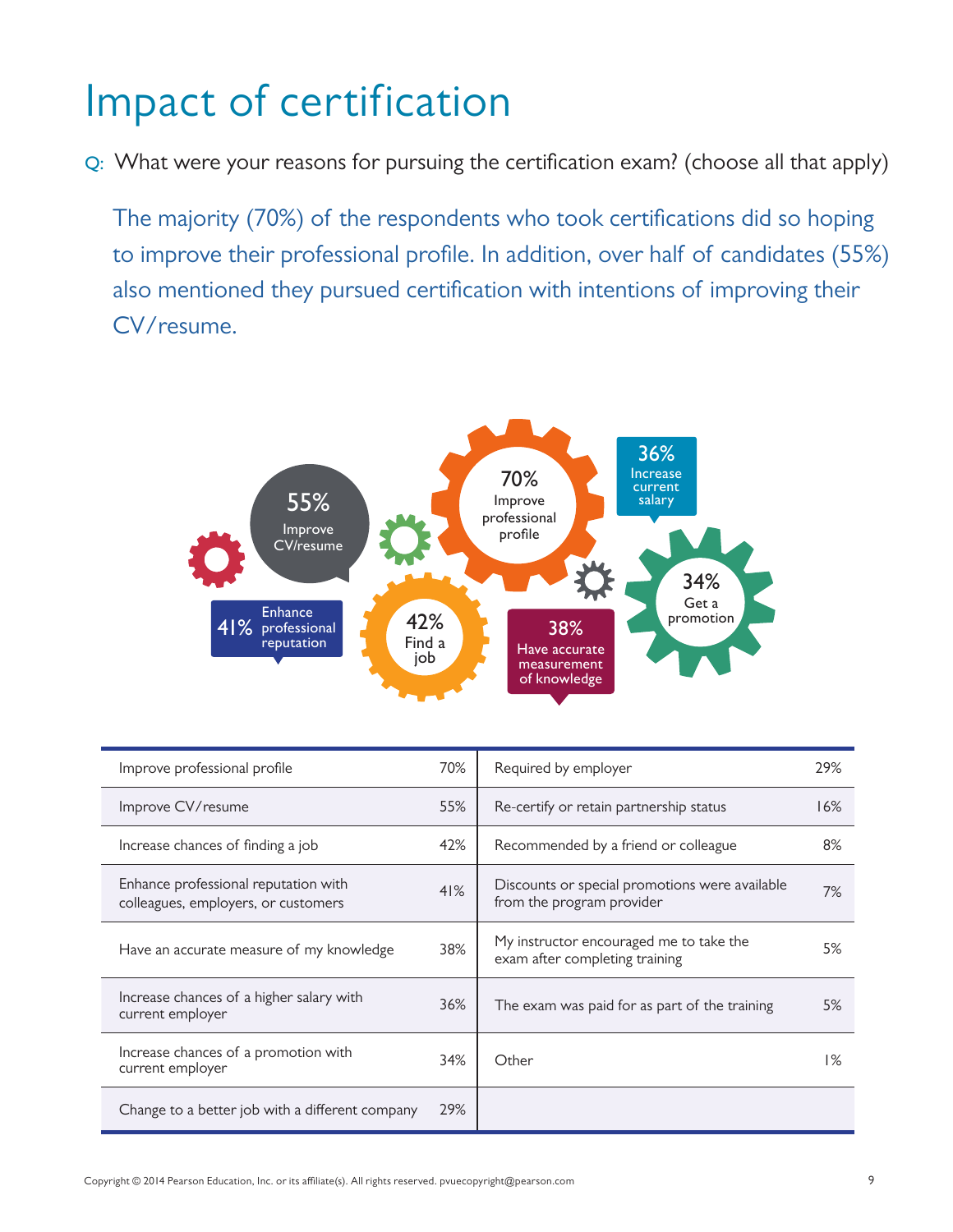# Impact of certification

Q: What were your reasons for pursuing the certification exam? (choose all that apply)

The majority (70%) of the respondents who took certifications did so hoping to improve their professional profile. In addition, over half of candidates (55%) also mentioned they pursued certification with intentions of improving their CV/resume.

55% Improve CV/resume

41% Enhance professional reputation

42% Find a job

70% Improve professional profile

38% Have accurate measurement of knowledge

36% Increase current salary

34% Get a promotion

| Reason | % | Reason | % |
|---|---|---|---|
| Improve professional profile | 70% | Required by employer | 29% |
| Improve CV/resume | 55% | Re-certify or retain partnership status | 16% |
| Increase chances of finding a job | 42% | Recommended by a friend or colleague | 8% |
| Enhance professional reputation with colleagues, employers, or customers | 41% | Discounts or special promotions were available from the program provider | 7% |
| Have an accurate measure of my knowledge | 38% | My instructor encouraged me to take the exam after completing training | 5% |
| Increase chances of a higher salary with current employer | 36% | The exam was paid for as part of the training | 5% |
| Increase chances of a promotion with current employer | 34% | Other | 1% |
| Change to a better job with a different company | 29% | | |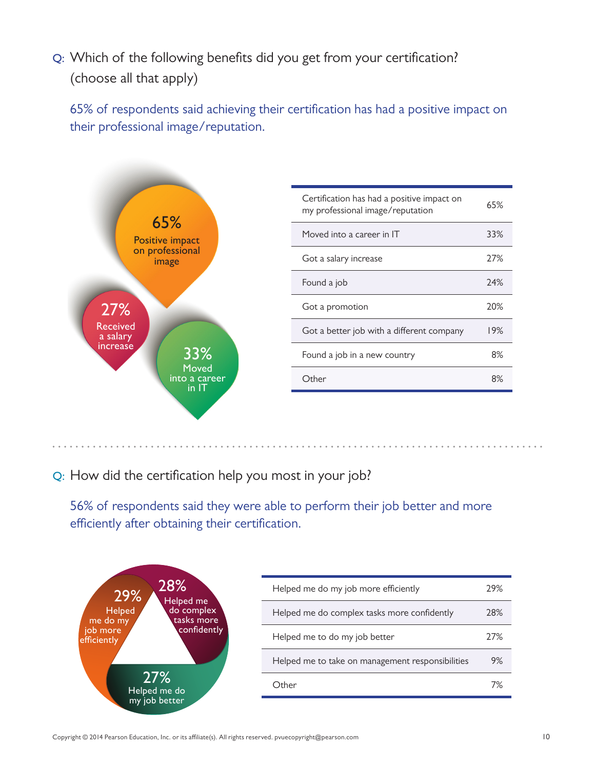Q: Which of the following benefits did you get from your certification? (choose all that apply)

65% of respondents said achieving their certification has had a positive impact on their professional image/reputation.

65% Positive impact on professional image

27% Received a salary increase

33% Moved into a career in IT

| Benefit | % |
|---|---|
| Certification has had a positive impact on my professional image/reputation | 65% |
| Moved into a career in IT | 33% |
| Got a salary increase | 27% |
| Found a job | 24% |
| Got a promotion | 20% |
| Got a better job with a different company | 19% |
| Found a job in a new country | 8% |
| Other | 8% |

Q: How did the certification help you most in your job?

56% of respondents said they were able to perform their job better and more efficiently after obtaining their certification.

29% Helped me do my job more efficiently

28% Helped me do complex tasks more confidently

27% Helped me do my job better

| Response | % |
|---|---|
| Helped me do my job more efficiently | 29% |
| Helped me do complex tasks more confidently | 28% |
| Helped me to do my job better | 27% |
| Helped me to take on management responsibilities | 9% |
| Other | 7% |

Copyright © 2014 Pearson Education, Inc. or its affiliate(s). All rights reserved. pvuecopyright@pearson.com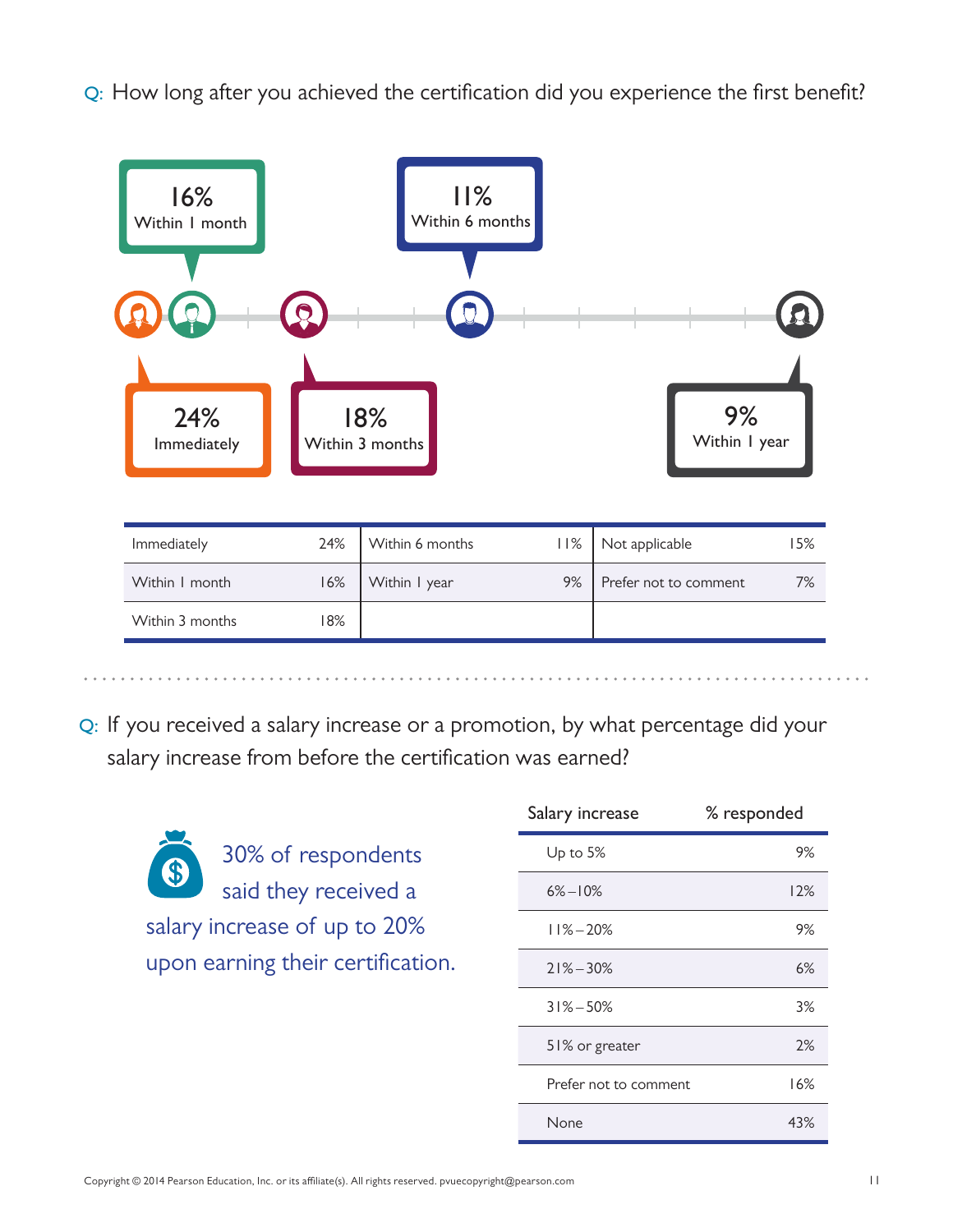Q: How long after you achieved the certification did you experience the first benefit?

24% Immediately

16% Within 1 month

18% Within 3 months

11% Within 6 months

9% Within 1 year

| | | | | | |
|---|---|---|---|---|---|
| Immediately | 24% | Within 6 months | 11% | Not applicable | 15% |
| Within 1 month | 16% | Within 1 year | 9% | Prefer not to comment | 7% |
| Within 3 months | 18% | | | | |

Q: If you received a salary increase or a promotion, by what percentage did your salary increase from before the certification was earned?

30% of respondents said they received a salary increase of up to 20% upon earning their certification.

| Salary increase | % responded |
|---|---|
| Up to 5% | 9% |
| 6%–10% | 12% |
| 11%–20% | 9% |
| 21%–30% | 6% |
| 31%–50% | 3% |
| 51% or greater | 2% |
| Prefer not to comment | 16% |
| None | 43% |

Copyright © 2014 Pearson Education, Inc. or its affiliate(s). All rights reserved. pvuecopyright@pearson.com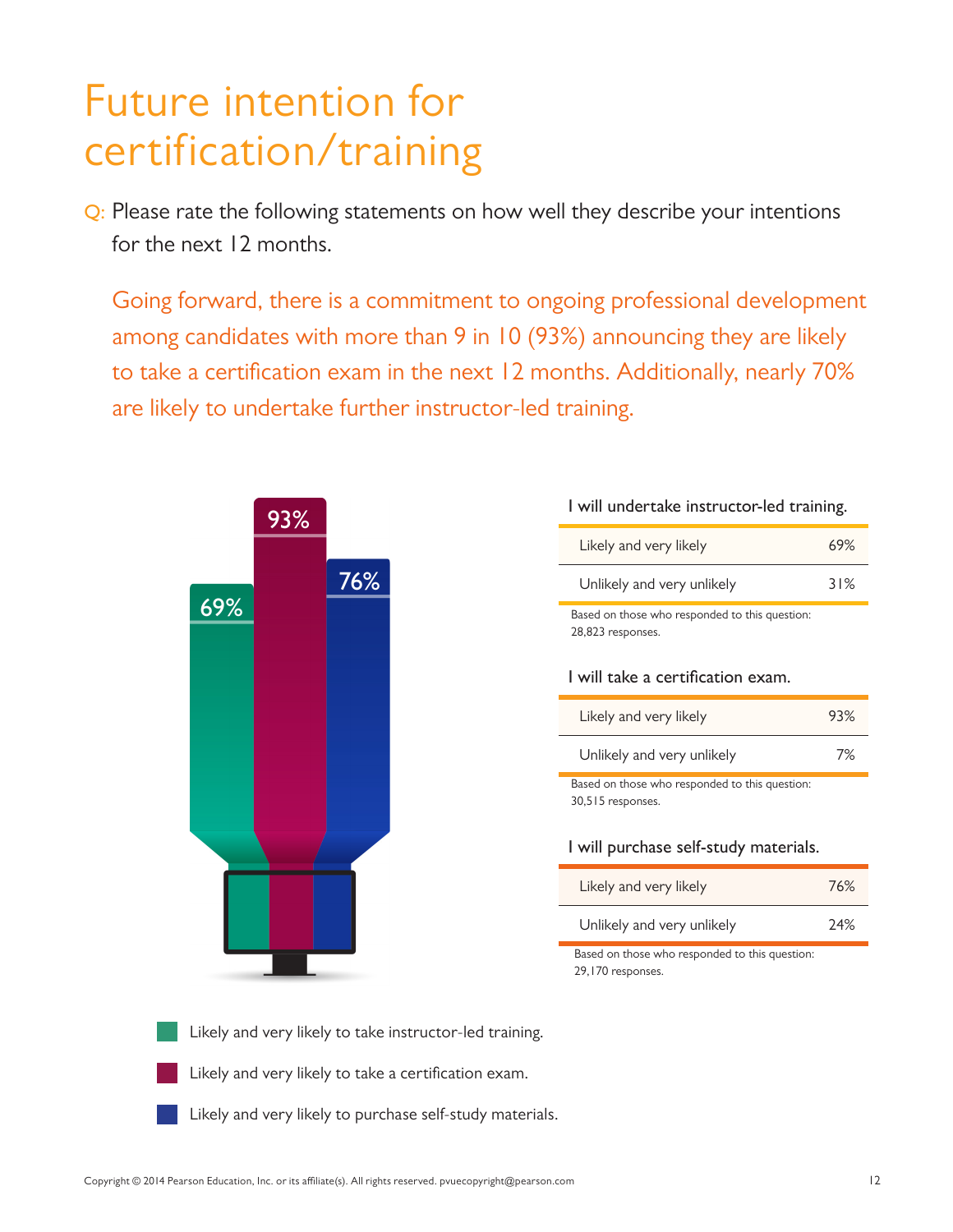# Future intention for certification/training

Q: Please rate the following statements on how well they describe your intentions for the next 12 months.

Going forward, there is a commitment to ongoing professional development among candidates with more than 9 in 10 (93%) announcing they are likely to take a certification exam in the next 12 months. Additionally, nearly 70% are likely to undertake further instructor-led training.

69%

93%

76%

- Likely and very likely to take instructor-led training.
- Likely and very likely to take a certification exam.
- Likely and very likely to purchase self-study materials.

**I will undertake instructor-led training.**

| | |
|---|---|
| Likely and very likely | 69% |
| Unlikely and very unlikely | 31% |

Based on those who responded to this question: 28,823 responses.

**I will take a certification exam.**

| | |
|---|---|
| Likely and very likely | 93% |
| Unlikely and very unlikely | 7% |

Based on those who responded to this question: 30,515 responses.

**I will purchase self-study materials.**

| | |
|---|---|
| Likely and very likely | 76% |
| Unlikely and very unlikely | 24% |

Based on those who responded to this question: 29,170 responses.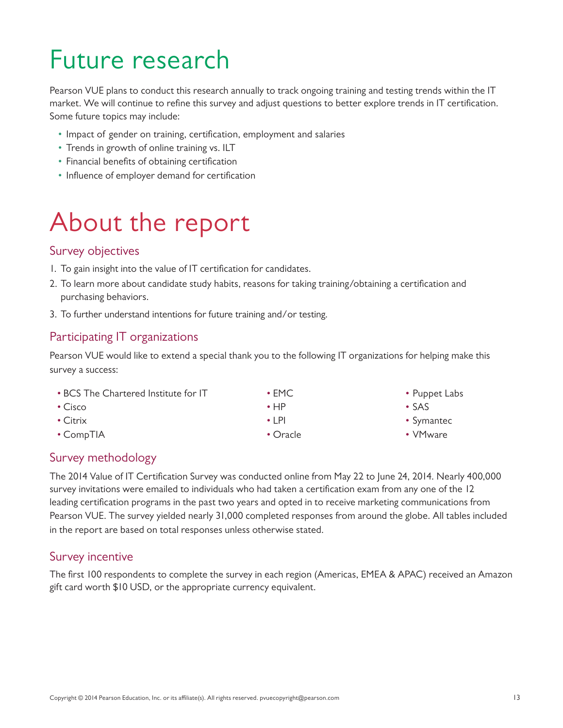# Future research

Pearson VUE plans to conduct this research annually to track ongoing training and testing trends within the IT market. We will continue to refine this survey and adjust questions to better explore trends in IT certification. Some future topics may include:

- Impact of gender on training, certification, employment and salaries
- Trends in growth of online training vs. ILT
- Financial benefits of obtaining certification
- Influence of employer demand for certification

# About the report

## Survey objectives

1. To gain insight into the value of IT certification for candidates.
2. To learn more about candidate study habits, reasons for taking training/obtaining a certification and purchasing behaviors.
3. To further understand intentions for future training and/or testing.

## Participating IT organizations

Pearson VUE would like to extend a special thank you to the following IT organizations for helping make this survey a success:

- BCS The Chartered Institute for IT
- Cisco
- Citrix
- CompTIA
- EMC
- HP
- LPI
- Oracle
- Puppet Labs
- SAS
- Symantec
- VMware

## Survey methodology

The 2014 Value of IT Certification Survey was conducted online from May 22 to June 24, 2014. Nearly 400,000 survey invitations were emailed to individuals who had taken a certification exam from any one of the 12 leading certification programs in the past two years and opted in to receive marketing communications from Pearson VUE. The survey yielded nearly 31,000 completed responses from around the globe. All tables included in the report are based on total responses unless otherwise stated.

## Survey incentive

The first 100 respondents to complete the survey in each region (Americas, EMEA & APAC) received an Amazon gift card worth $10 USD, or the appropriate currency equivalent.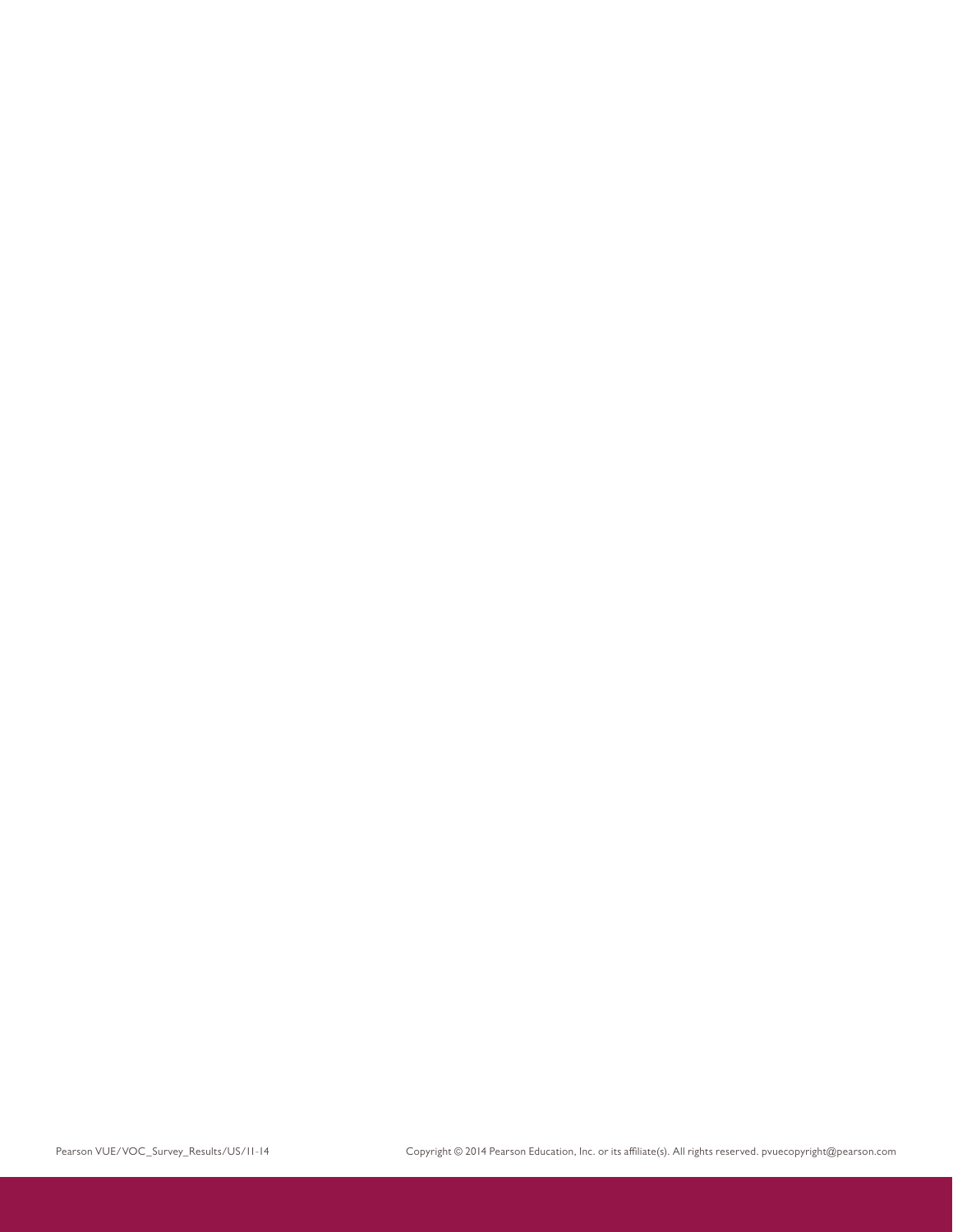Pearson VUE/VOC_Survey_Results/US/11-14

Copyright © 2014 Pearson Education, Inc. or its affiliate(s). All rights reserved. pvuecopyright@pearson.com